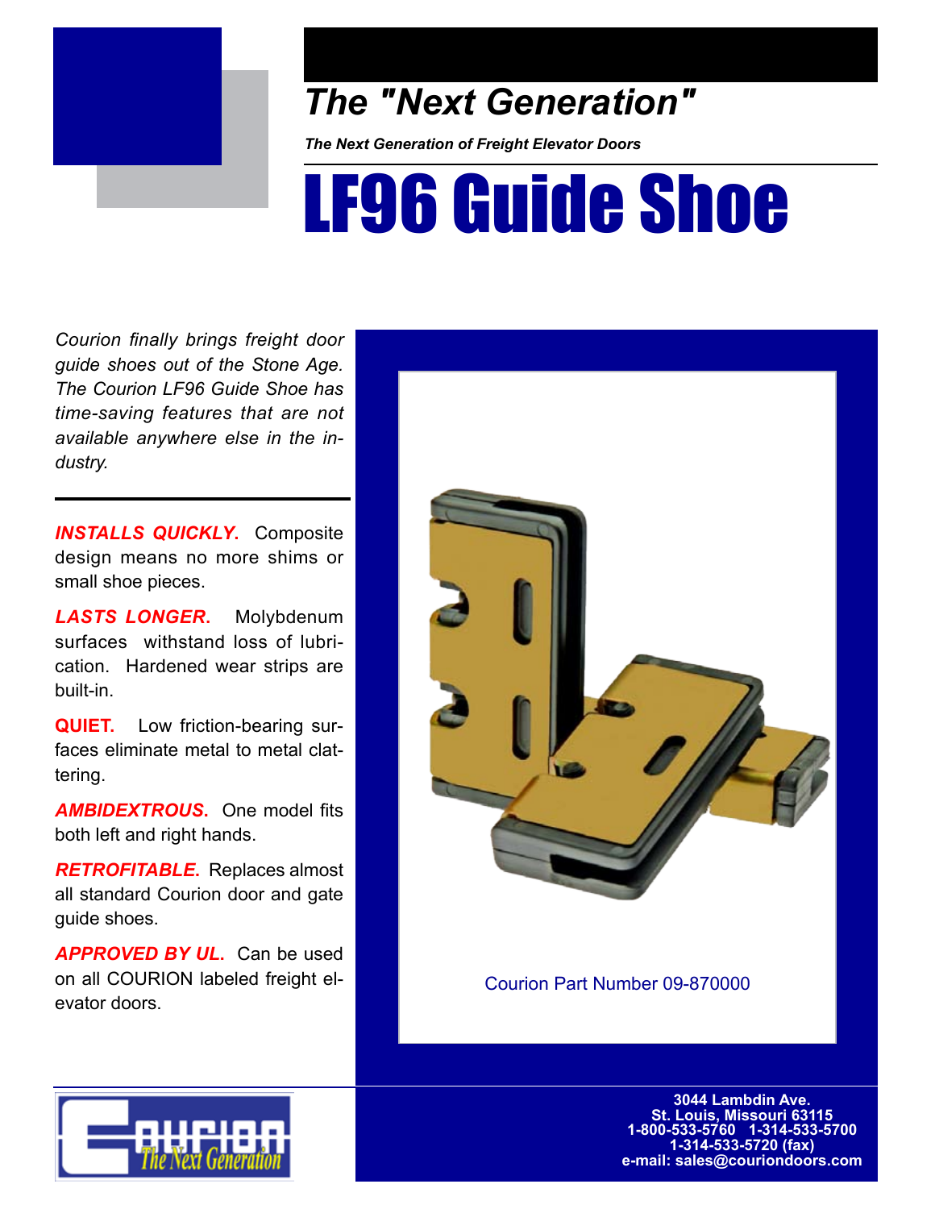# The "Next Generation"

***The Next Generation of Freight Elevator Doors***

# LF96 Guide Shoe

*Courion finally brings freight door guide shoes out of the Stone Age. The Courion LF96 Guide Shoe has time-saving features that are not available anywhere else in the industry.*

---

***INSTALLS QUICKLY.*** Composite design means no more shims or small shoe pieces.

***LASTS LONGER.*** Molybdenum surfaces withstand loss of lubrication. Hardened wear strips are built-in.

**QUIET.** Low friction-bearing surfaces eliminate metal to metal clattering.

***AMBIDEXTROUS.*** One model fits both left and right hands.

***RETROFITABLE.*** Replaces almost all standard Courion door and gate guide shoes.

***APPROVED BY UL.*** Can be used on all COURION labeled freight elevator doors.

Courion Part Number 09-870000

COURION The Next Generation

**3044 Lambdin Ave.**
**St. Louis, Missouri 63115**
**1-800-533-5760 1-314-533-5700**
**1-314-533-5720 (fax)**
**e-mail: sales@couriondoors.com**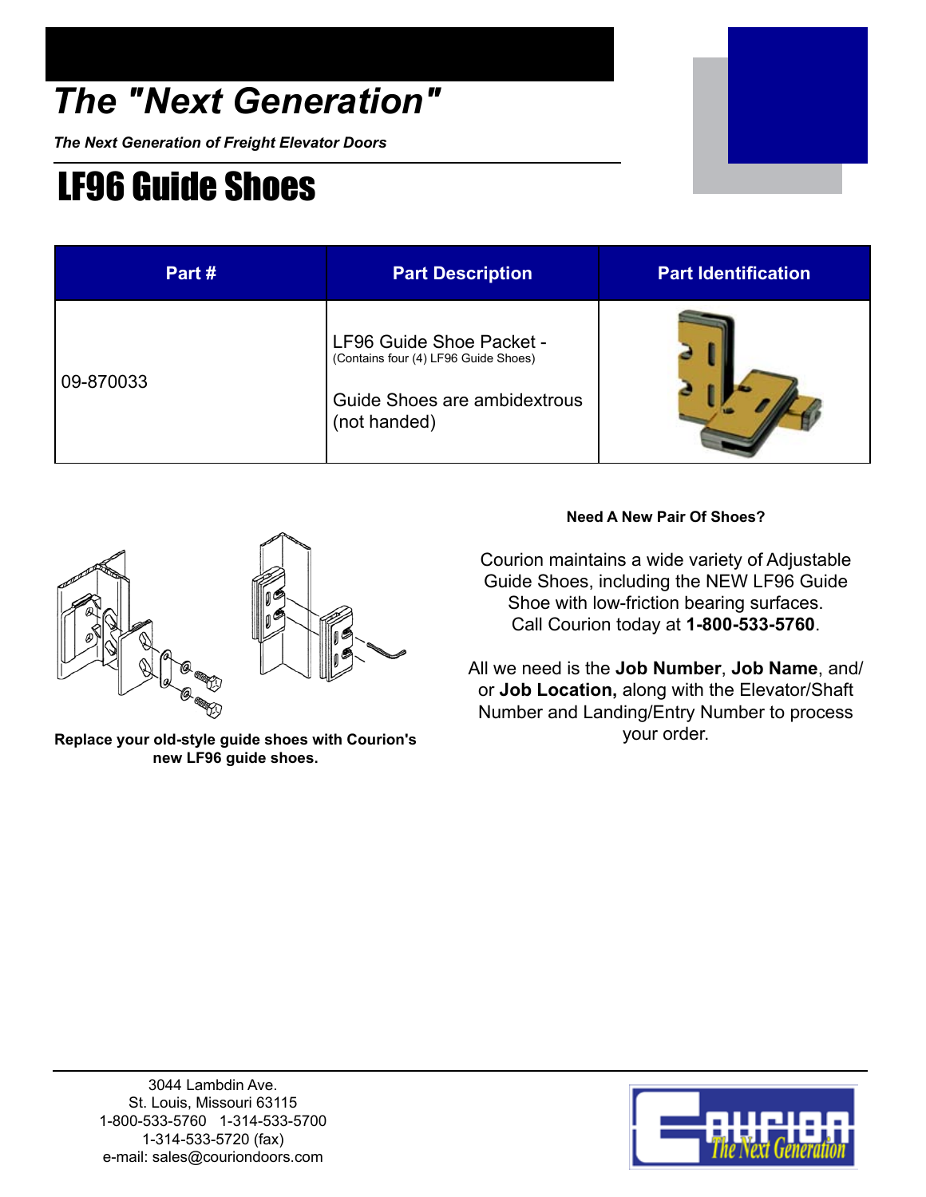# The "Next Generation"

***The Next Generation of Freight Elevator Doors***

## LF96 Guide Shoes

| Part # | Part Description | Part Identification |
| --- | --- | --- |
| 09-870033 | LF96 Guide Shoe Packet - (Contains four (4) LF96 Guide Shoes) Guide Shoes are ambidextrous (not handed) | |

**Replace your old-style guide shoes with Courion's new LF96 guide shoes.**

**Need A New Pair Of Shoes?**

Courion maintains a wide variety of Adjustable Guide Shoes, including the NEW LF96 Guide Shoe with low-friction bearing surfaces. Call Courion today at **1-800-533-5760**.

All we need is the **Job Number**, **Job Name**, and/or **Job Location,** along with the Elevator/Shaft Number and Landing/Entry Number to process your order.

3044 Lambdin Ave.
St. Louis, Missouri 63115
1-800-533-5760 1-314-533-5700
1-314-533-5720 (fax)
e-mail: sales@couriondoors.com

COURION The Next Generation